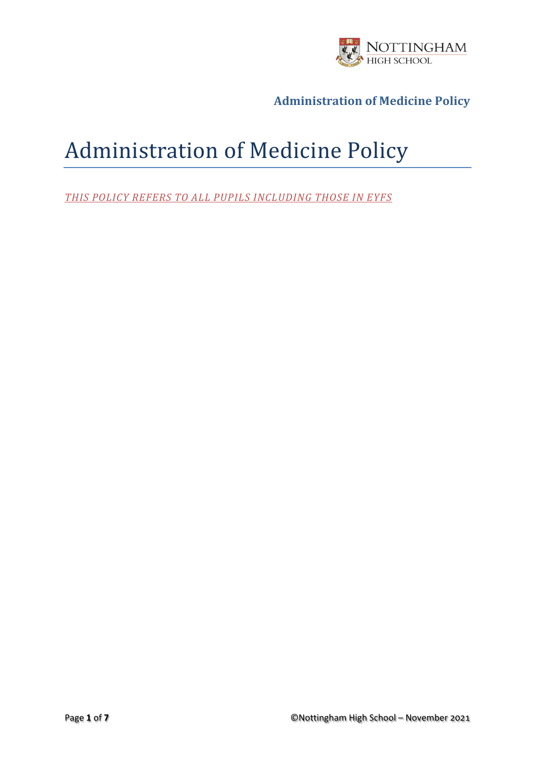# Administration of Medicine Policy

*THIS POLICY REFERS TO ALL PUPILS INCLUDING THOSE IN EYFS*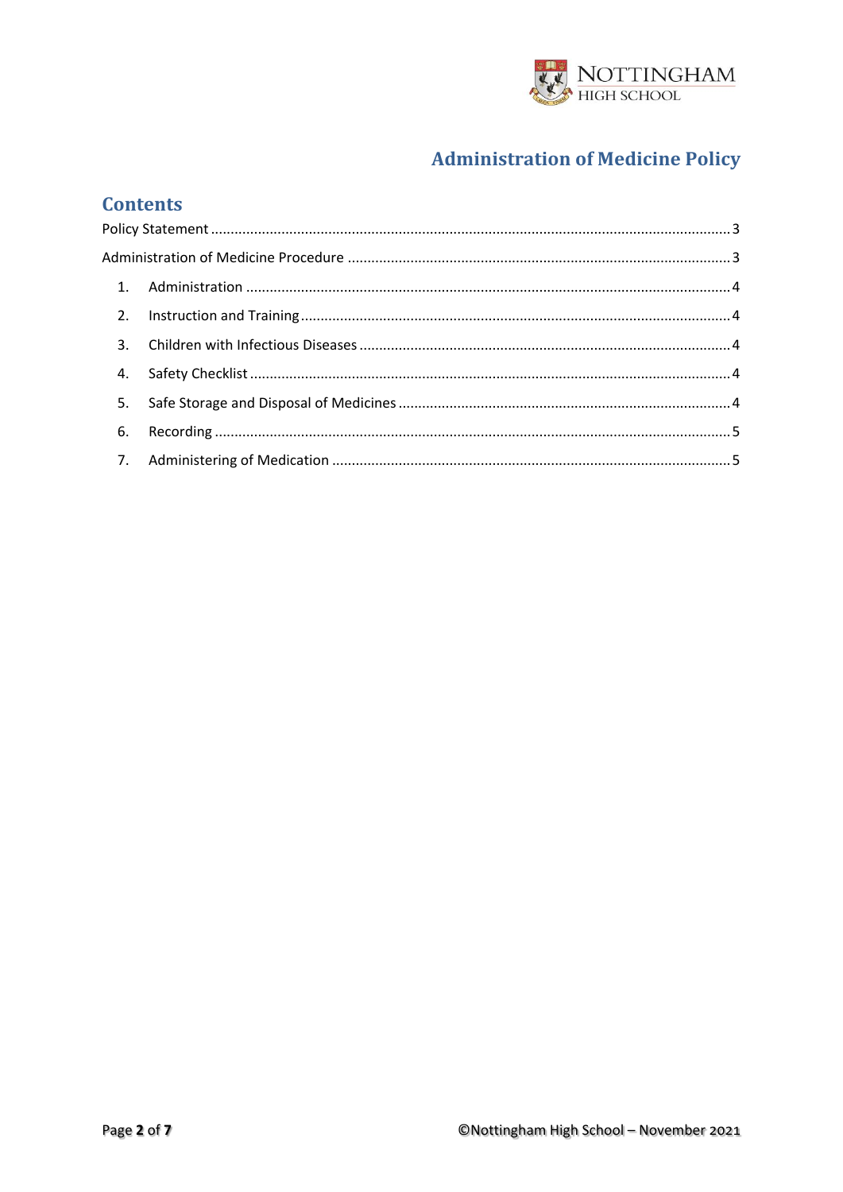# Administration of Medicine Policy

## Contents

Policy Statement ........................................................................................................................ 3

Administration of Medicine Procedure ....................................................................................... 3

1. Administration ........................................................................................................................ 4
2. Instruction and Training ......................................................................................................... 4
3. Children with Infectious Diseases ........................................................................................... 4
4. Safety Checklist ...................................................................................................................... 4
5. Safe Storage and Disposal of Medicines .................................................................................. 4
6. Recording ............................................................................................................................... 5
7. Administering of Medication .................................................................................................. 5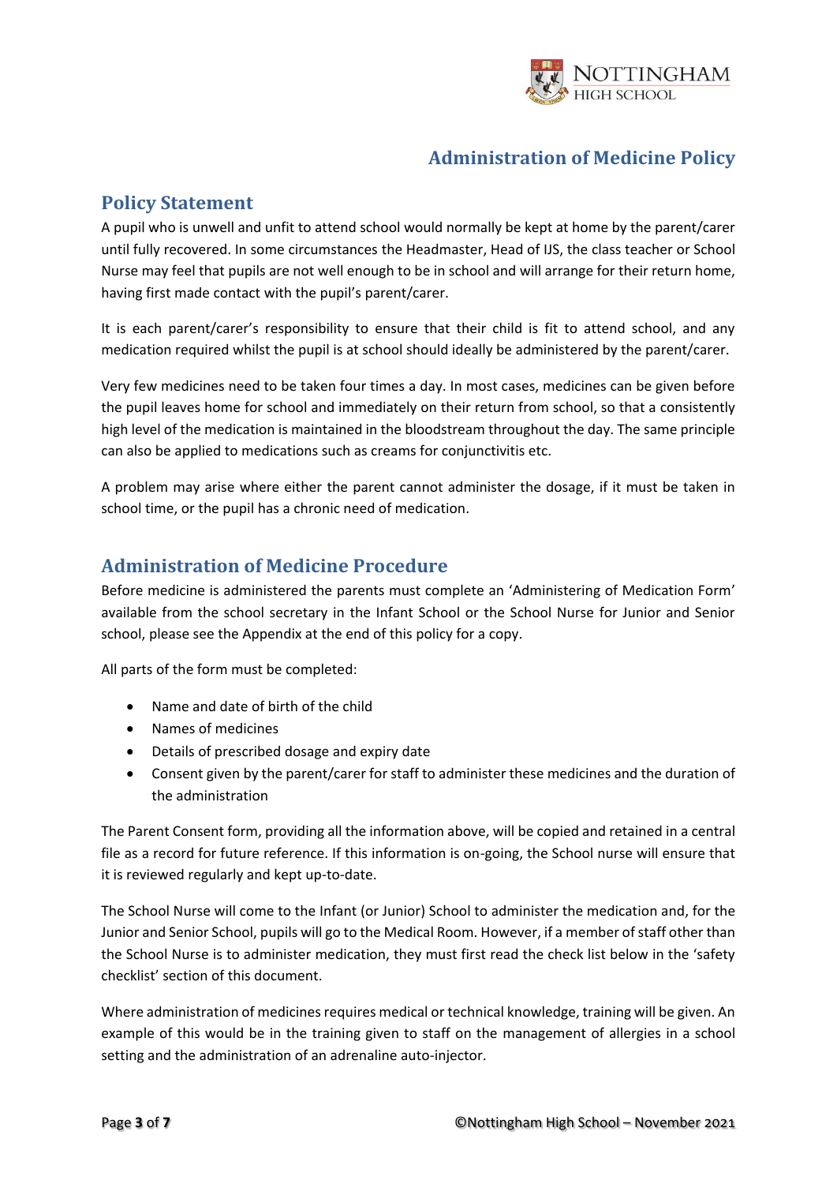# Administration of Medicine Policy

## Policy Statement

A pupil who is unwell and unfit to attend school would normally be kept at home by the parent/carer until fully recovered. In some circumstances the Headmaster, Head of IJS, the class teacher or School Nurse may feel that pupils are not well enough to be in school and will arrange for their return home, having first made contact with the pupil's parent/carer.

It is each parent/carer's responsibility to ensure that their child is fit to attend school, and any medication required whilst the pupil is at school should ideally be administered by the parent/carer.

Very few medicines need to be taken four times a day. In most cases, medicines can be given before the pupil leaves home for school and immediately on their return from school, so that a consistently high level of the medication is maintained in the bloodstream throughout the day. The same principle can also be applied to medications such as creams for conjunctivitis etc.

A problem may arise where either the parent cannot administer the dosage, if it must be taken in school time, or the pupil has a chronic need of medication.

## Administration of Medicine Procedure

Before medicine is administered the parents must complete an 'Administering of Medication Form' available from the school secretary in the Infant School or the School Nurse for Junior and Senior school, please see the Appendix at the end of this policy for a copy.

All parts of the form must be completed:

- Name and date of birth of the child
- Names of medicines
- Details of prescribed dosage and expiry date
- Consent given by the parent/carer for staff to administer these medicines and the duration of the administration

The Parent Consent form, providing all the information above, will be copied and retained in a central file as a record for future reference. If this information is on-going, the School nurse will ensure that it is reviewed regularly and kept up-to-date.

The School Nurse will come to the Infant (or Junior) School to administer the medication and, for the Junior and Senior School, pupils will go to the Medical Room. However, if a member of staff other than the School Nurse is to administer medication, they must first read the check list below in the 'safety checklist' section of this document.

Where administration of medicines requires medical or technical knowledge, training will be given. An example of this would be in the training given to staff on the management of allergies in a school setting and the administration of an adrenaline auto-injector.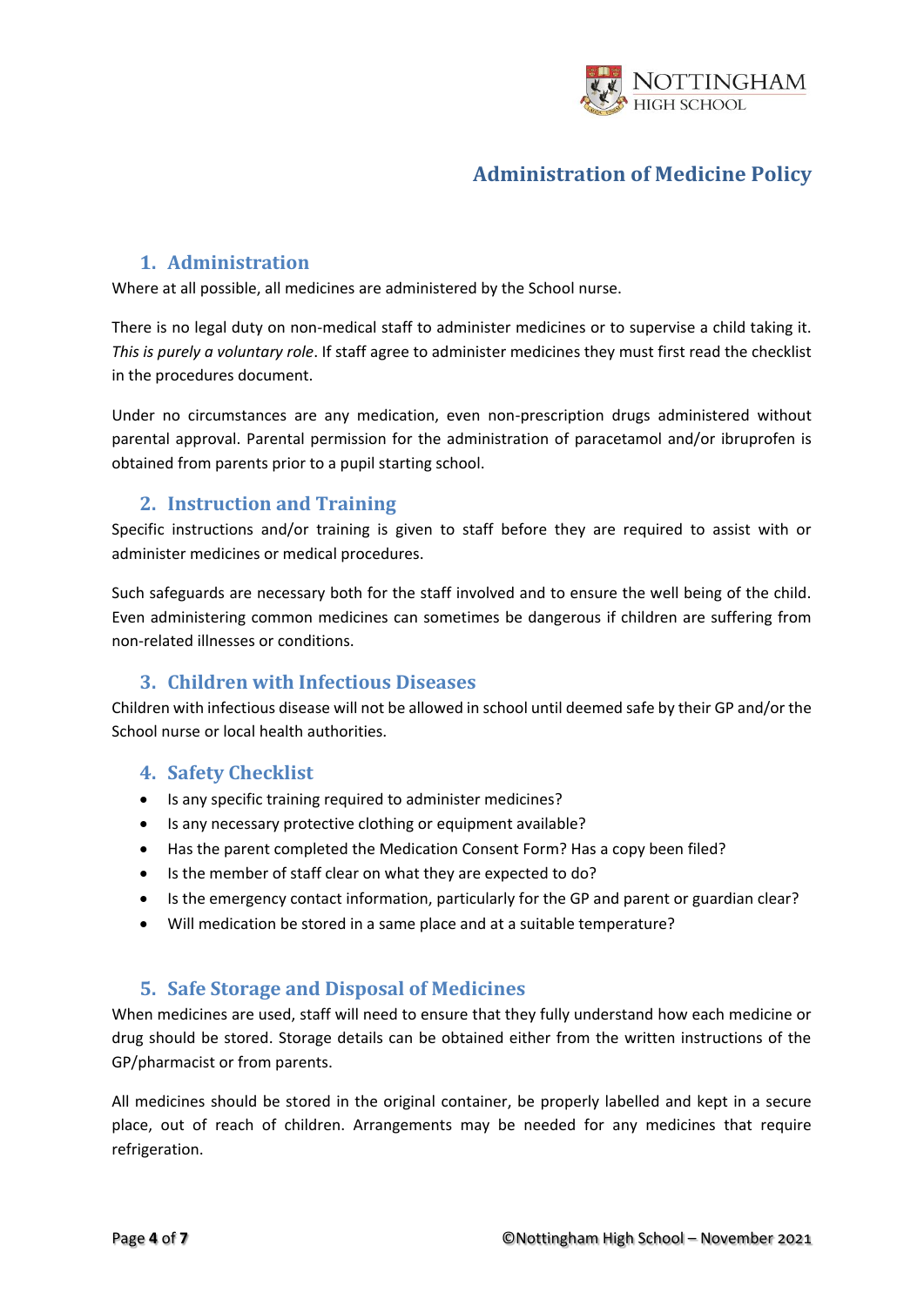# Administration of Medicine Policy

## 1. Administration

Where at all possible, all medicines are administered by the School nurse.

There is no legal duty on non-medical staff to administer medicines or to supervise a child taking it. *This is purely a voluntary role*. If staff agree to administer medicines they must first read the checklist in the procedures document.

Under no circumstances are any medication, even non-prescription drugs administered without parental approval. Parental permission for the administration of paracetamol and/or ibruprofen is obtained from parents prior to a pupil starting school.

## 2. Instruction and Training

Specific instructions and/or training is given to staff before they are required to assist with or administer medicines or medical procedures.

Such safeguards are necessary both for the staff involved and to ensure the well being of the child. Even administering common medicines can sometimes be dangerous if children are suffering from non-related illnesses or conditions.

## 3. Children with Infectious Diseases

Children with infectious disease will not be allowed in school until deemed safe by their GP and/or the School nurse or local health authorities.

## 4. Safety Checklist

- Is any specific training required to administer medicines?
- Is any necessary protective clothing or equipment available?
- Has the parent completed the Medication Consent Form? Has a copy been filed?
- Is the member of staff clear on what they are expected to do?
- Is the emergency contact information, particularly for the GP and parent or guardian clear?
- Will medication be stored in a same place and at a suitable temperature?

## 5. Safe Storage and Disposal of Medicines

When medicines are used, staff will need to ensure that they fully understand how each medicine or drug should be stored. Storage details can be obtained either from the written instructions of the GP/pharmacist or from parents.

All medicines should be stored in the original container, be properly labelled and kept in a secure place, out of reach of children. Arrangements may be needed for any medicines that require refrigeration.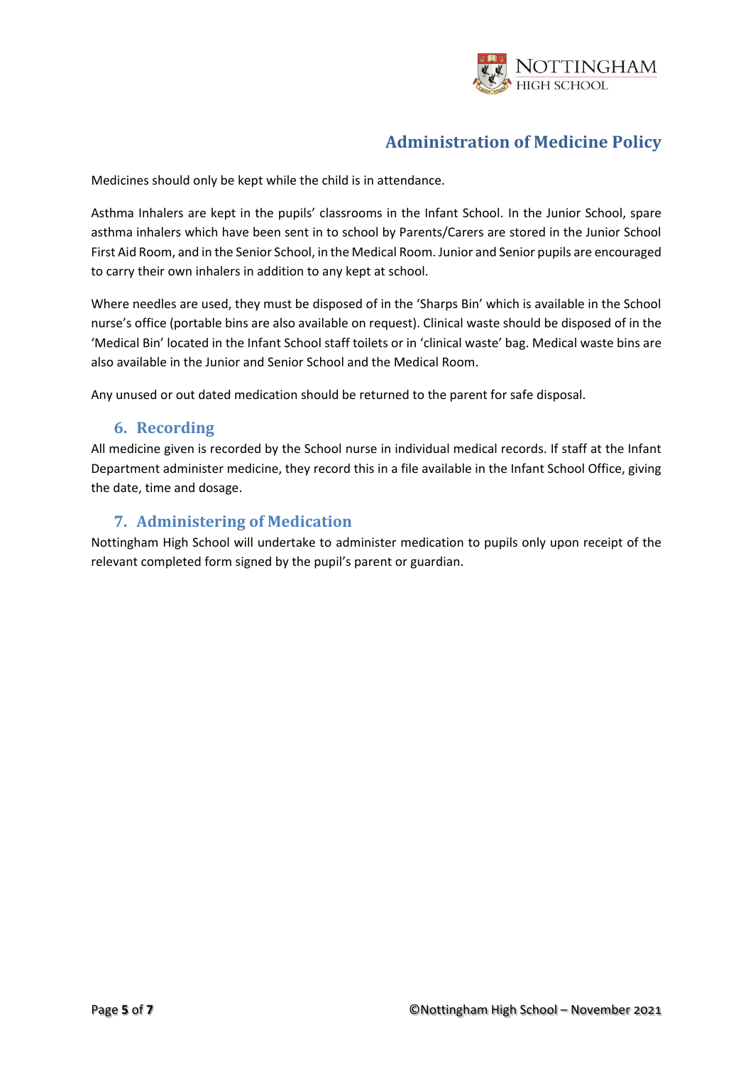Medicines should only be kept while the child is in attendance.

Asthma Inhalers are kept in the pupils' classrooms in the Infant School. In the Junior School, spare asthma inhalers which have been sent in to school by Parents/Carers are stored in the Junior School First Aid Room, and in the Senior School, in the Medical Room. Junior and Senior pupils are encouraged to carry their own inhalers in addition to any kept at school.

Where needles are used, they must be disposed of in the 'Sharps Bin' which is available in the School nurse's office (portable bins are also available on request). Clinical waste should be disposed of in the 'Medical Bin' located in the Infant School staff toilets or in 'clinical waste' bag. Medical waste bins are also available in the Junior and Senior School and the Medical Room.

Any unused or out dated medication should be returned to the parent for safe disposal.

## 6. Recording

All medicine given is recorded by the School nurse in individual medical records. If staff at the Infant Department administer medicine, they record this in a file available in the Infant School Office, giving the date, time and dosage.

## 7. Administering of Medication

Nottingham High School will undertake to administer medication to pupils only upon receipt of the relevant completed form signed by the pupil's parent or guardian.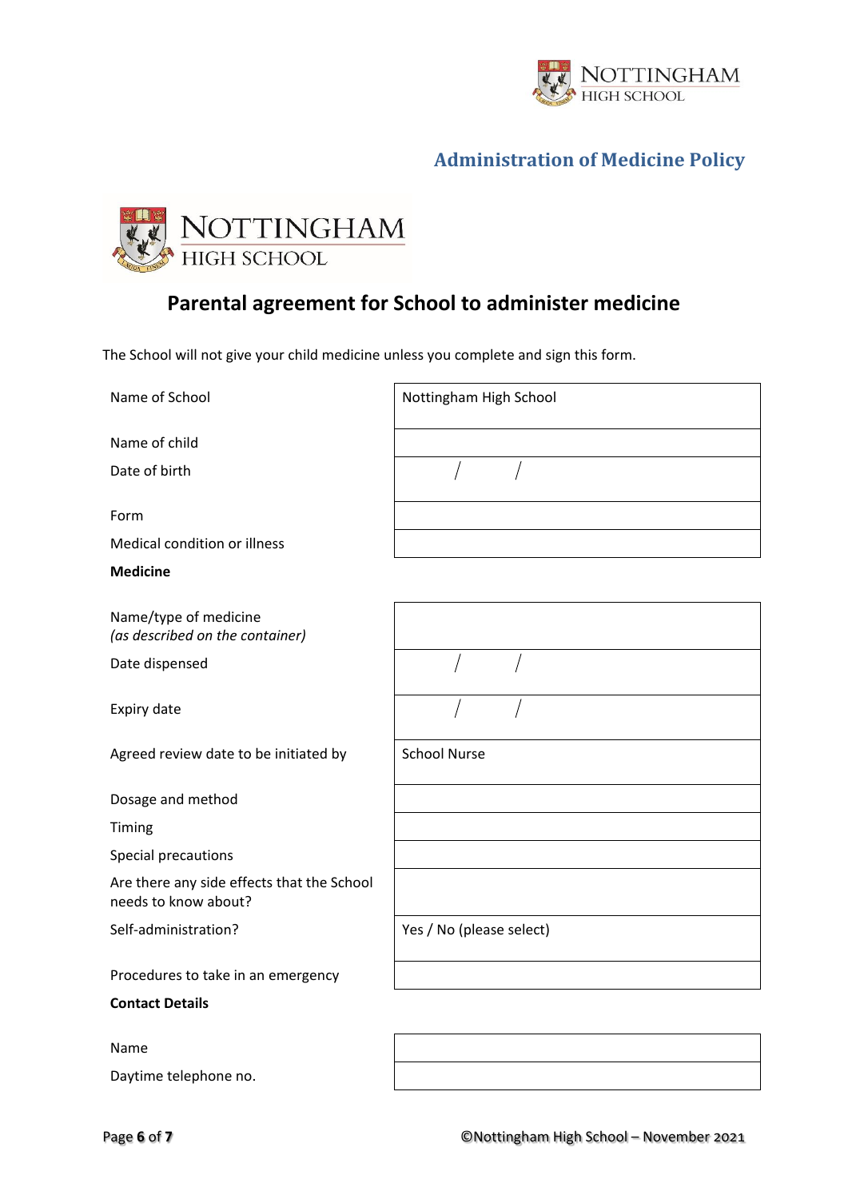# Parental agreement for School to administer medicine

The School will not give your child medicine unless you complete and sign this form.

| | |
|---|---|
| Name of School | Nottingham High School |
| Name of child | |
| Date of birth | / / |
| Form | |
| Medical condition or illness | |

**Medicine**

| | |
|---|---|
| Name/type of medicine *(as described on the container)* | |
| Date dispensed | / / |
| Expiry date | / / |
| Agreed review date to be initiated by | School Nurse |
| Dosage and method | |
| Timing | |
| Special precautions | |
| Are there any side effects that the School needs to know about? | |
| Self-administration? | Yes / No (please select) |
| Procedures to take in an emergency | |

**Contact Details**

| | |
|---|---|
| Name | |
| Daytime telephone no. | |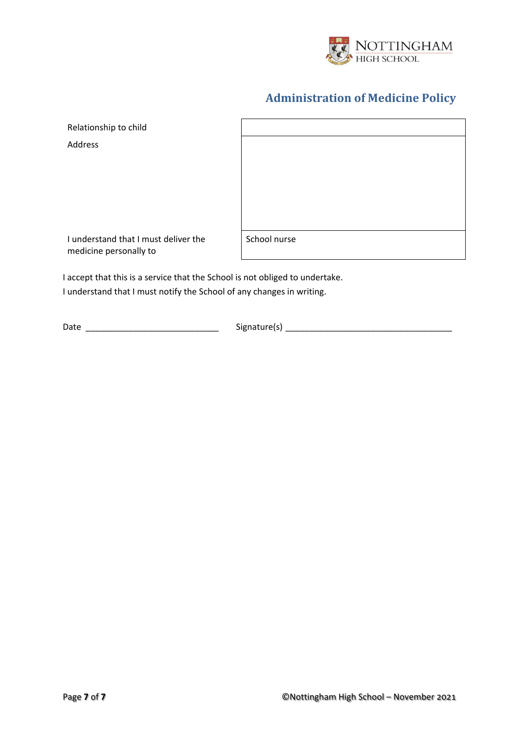| | |
|---|---|
| Relationship to child | |
| Address | |
| I understand that I must deliver the medicine personally to | School nurse |

I accept that this is a service that the School is not obliged to undertake.
I understand that I must notify the School of any changes in writing.

Date ____________________________ Signature(s) ___________________________________